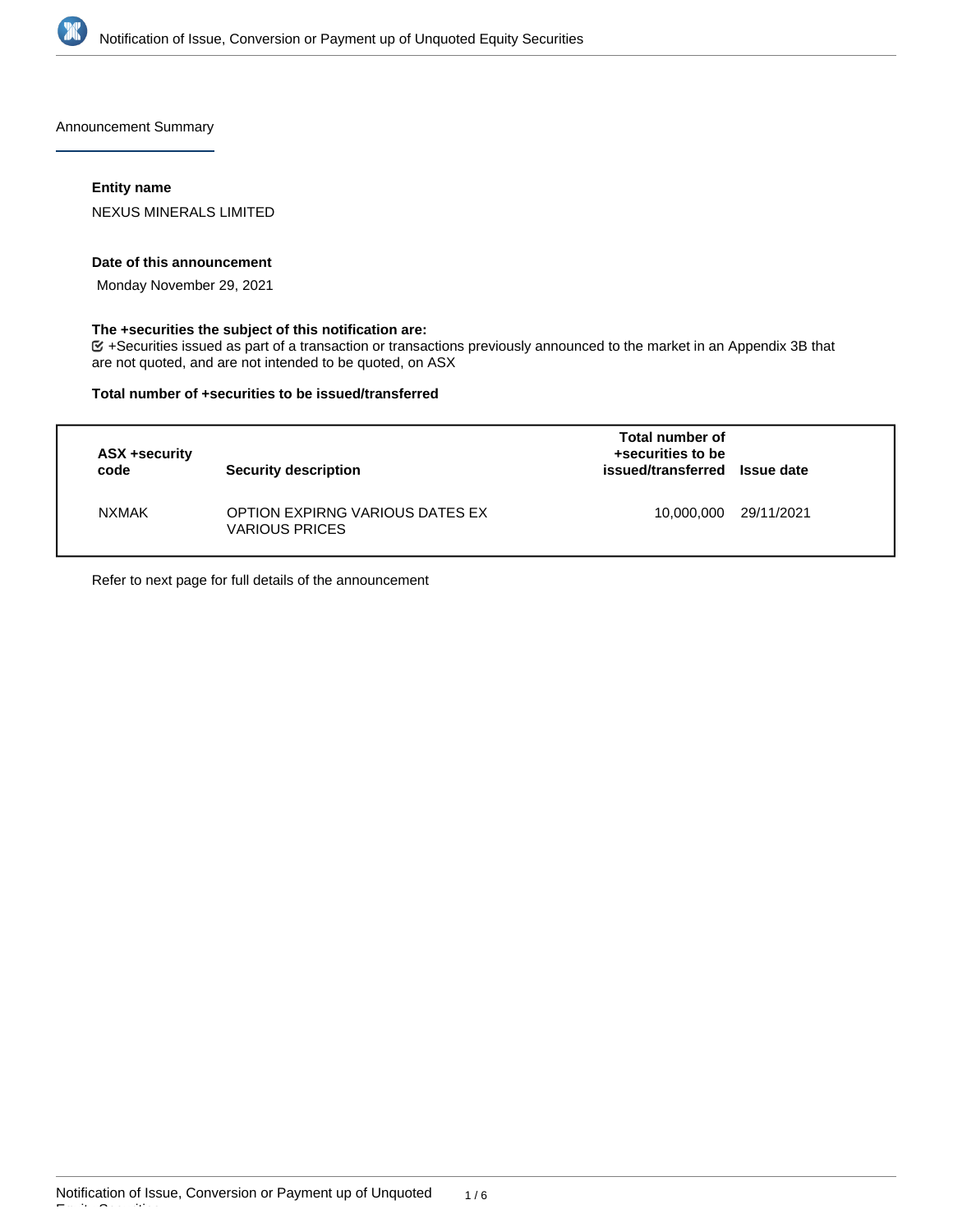## Announcement Summary

### Entity name

NEXUS MINERALS LIMITED

### Date of this announcement

Monday November 29, 2021

### The +securities the subject of this notification are:

☑ +Securities issued as part of a transaction or transactions previously announced to the market in an Appendix 3B that are not quoted, and are not intended to be quoted, on ASX

### Total number of +securities to be issued/transferred

| ASX +security code | Security description | Total number of +securities to be issued/transferred | Issue date |
|---|---|---|---|
| NXMAK | OPTION EXPIRNG VARIOUS DATES EX VARIOUS PRICES | 10,000,000 | 29/11/2021 |

Refer to next page for full details of the announcement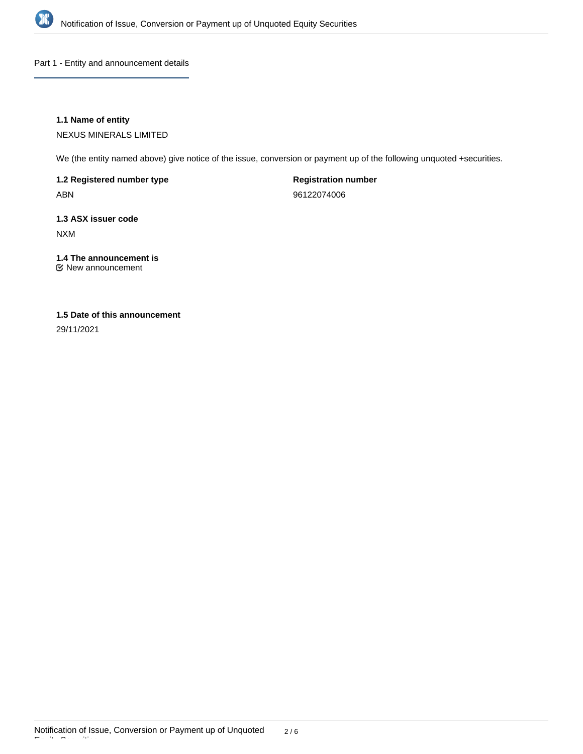## Part 1 - Entity and announcement details

**1.1 Name of entity**

NEXUS MINERALS LIMITED

We (the entity named above) give notice of the issue, conversion or payment up of the following unquoted +securities.

**1.2 Registered number type**

ABN

**Registration number**

96122074006

**1.3 ASX issuer code**

NXM

**1.4 The announcement is**

New announcement

**1.5 Date of this announcement**

29/11/2021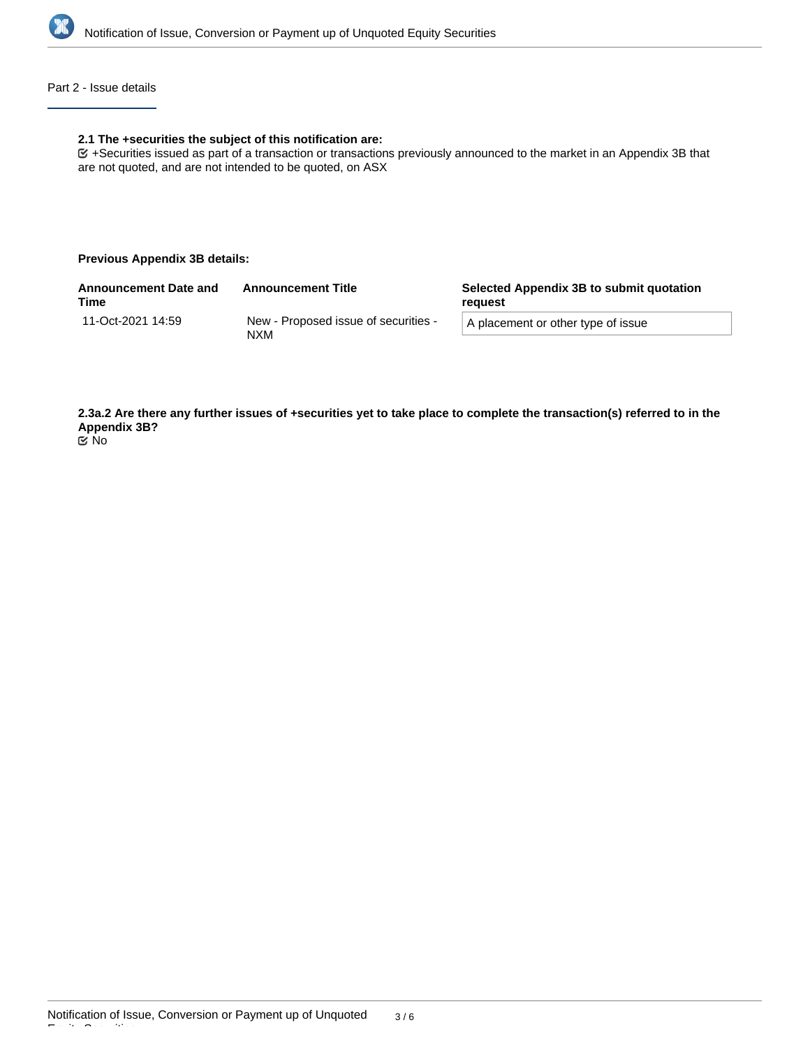## Part 2 - Issue details

**2.1 The +securities the subject of this notification are:**

☑ +Securities issued as part of a transaction or transactions previously announced to the market in an Appendix 3B that are not quoted, and are not intended to be quoted, on ASX

**Previous Appendix 3B details:**

| Announcement Date and Time | Announcement Title | Selected Appendix 3B to submit quotation request |
|---|---|---|
| 11-Oct-2021 14:59 | New - Proposed issue of securities - NXM | A placement or other type of issue |

**2.3a.2 Are there any further issues of +securities yet to take place to complete the transaction(s) referred to in the Appendix 3B?**

☑ No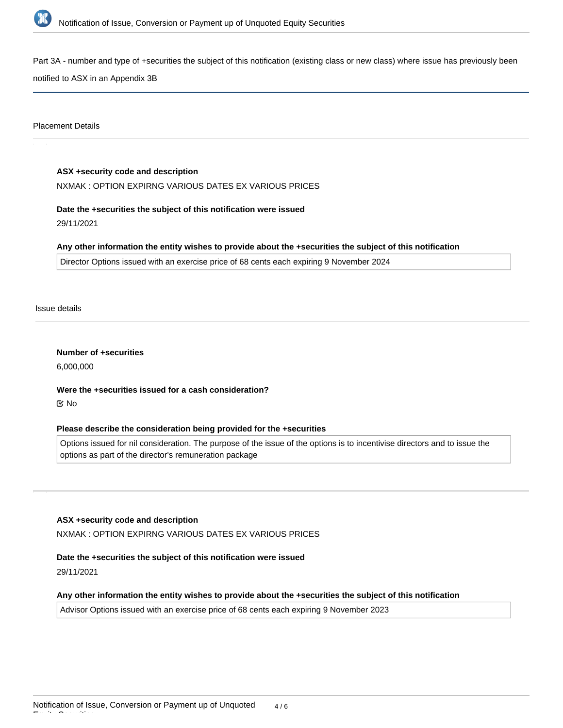Part 3A - number and type of +securities the subject of this notification (existing class or new class) where issue has previously been notified to ASX in an Appendix 3B

Placement Details

**ASX +security code and description**

NXMAK : OPTION EXPIRNG VARIOUS DATES EX VARIOUS PRICES

**Date the +securities the subject of this notification were issued**

29/11/2021

**Any other information the entity wishes to provide about the +securities the subject of this notification**

Director Options issued with an exercise price of 68 cents each expiring 9 November 2024

Issue details

**Number of +securities**

6,000,000

**Were the +securities issued for a cash consideration?**

☑ No

**Please describe the consideration being provided for the +securities**

Options issued for nil consideration. The purpose of the issue of the options is to incentivise directors and to issue the options as part of the director's remuneration package

**ASX +security code and description**

NXMAK : OPTION EXPIRNG VARIOUS DATES EX VARIOUS PRICES

**Date the +securities the subject of this notification were issued**

29/11/2021

**Any other information the entity wishes to provide about the +securities the subject of this notification**

Advisor Options issued with an exercise price of 68 cents each expiring 9 November 2023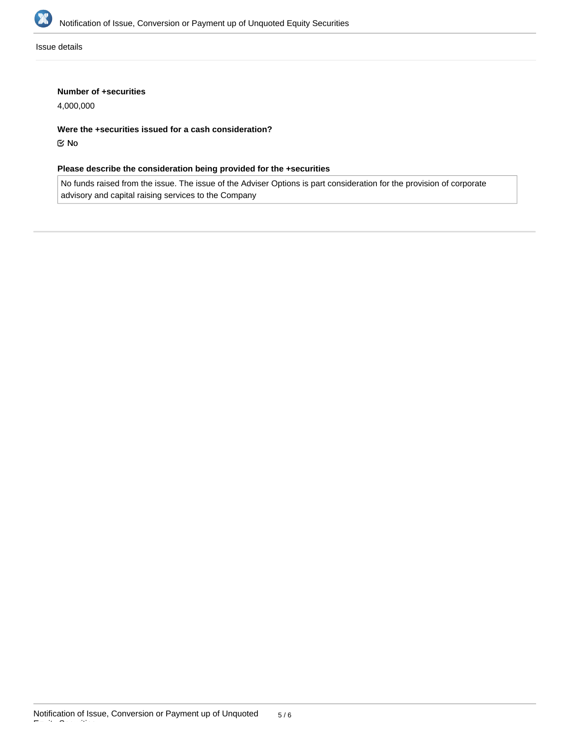Issue details

**Number of +securities**

4,000,000

**Were the +securities issued for a cash consideration?**

☑ No

**Please describe the consideration being provided for the +securities**

No funds raised from the issue. The issue of the Adviser Options is part consideration for the provision of corporate advisory and capital raising services to the Company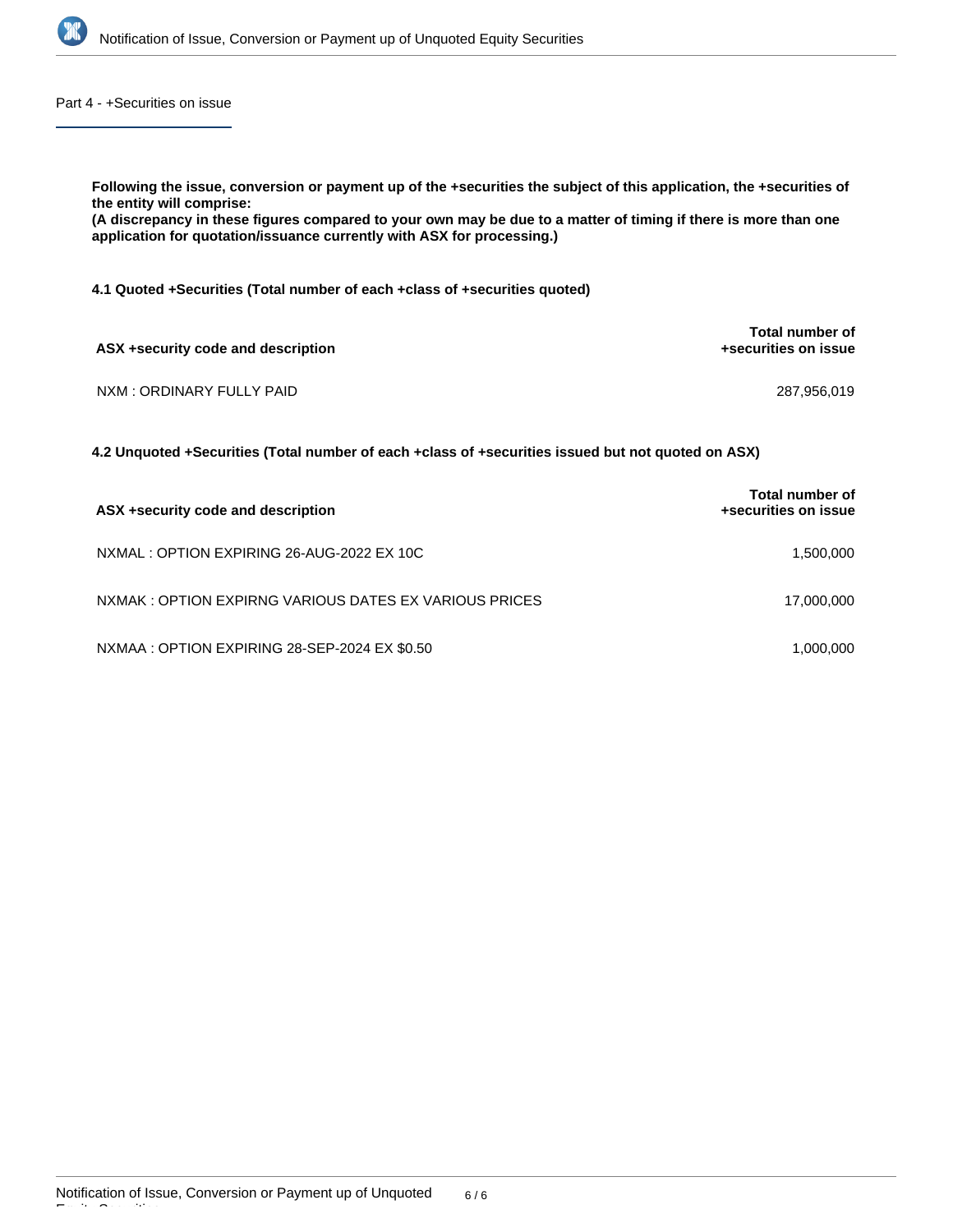## Part 4 - +Securities on issue

**Following the issue, conversion or payment up of the +securities the subject of this application, the +securities of the entity will comprise:**
**(A discrepancy in these figures compared to your own may be due to a matter of timing if there is more than one application for quotation/issuance currently with ASX for processing.)**

**4.1 Quoted +Securities (Total number of each +class of +securities quoted)**

| ASX +security code and description | Total number of +securities on issue |
|---|---|
| NXM : ORDINARY FULLY PAID | 287,956,019 |

**4.2 Unquoted +Securities (Total number of each +class of +securities issued but not quoted on ASX)**

| ASX +security code and description | Total number of +securities on issue |
|---|---|
| NXMAL : OPTION EXPIRING 26-AUG-2022 EX 10C | 1,500,000 |
| NXMAK : OPTION EXPIRNG VARIOUS DATES EX VARIOUS PRICES | 17,000,000 |
| NXMAA : OPTION EXPIRING 28-SEP-2024 EX $0.50 | 1,000,000 |